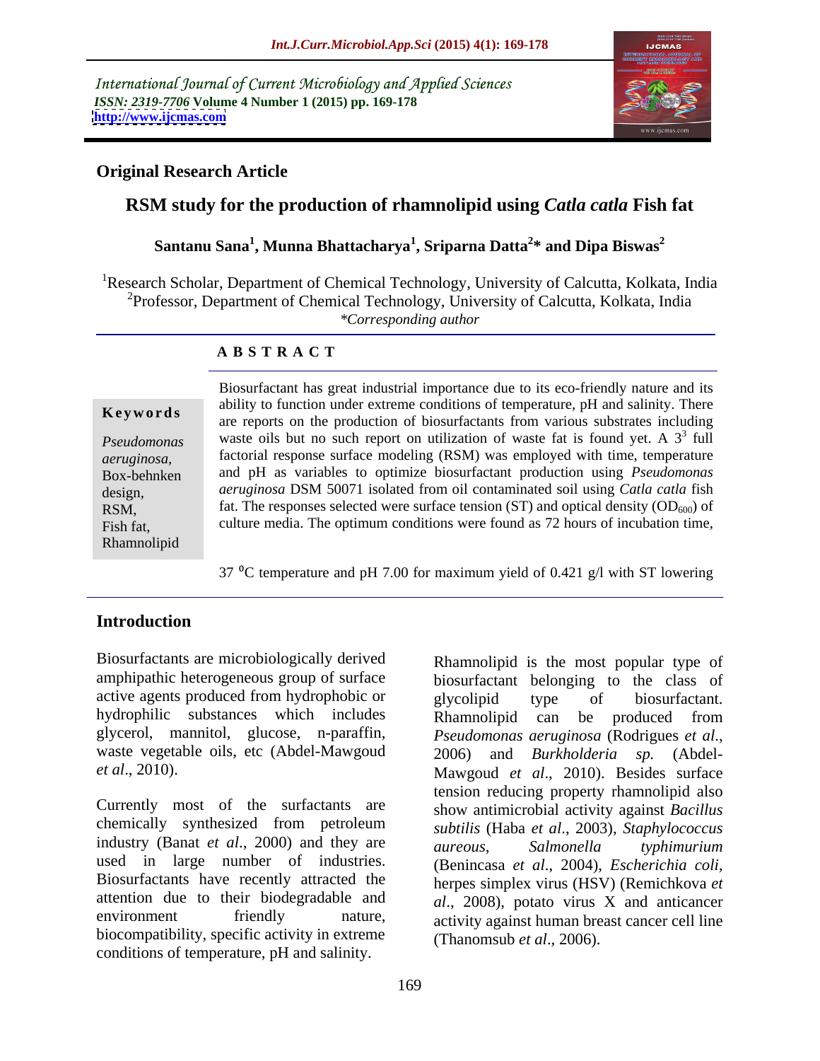International Journal of Current Microbiology and Applied Sciences
*ISSN: 2319-7706* **Volume 4 Number 1 (2015) pp. 169-178**
**http://www.ijcmas.com**

**Original Research Article**

# RSM study for the production of rhamnolipid using *Catla catla* Fish fat

**Santanu Sana[1], Munna Bhattacharya[1], Sriparna Datta[2]* and Dipa Biswas[2]**

[1]Research Scholar, Department of Chemical Technology, University of Calcutta, Kolkata, India
[2]Professor, Department of Chemical Technology, University of Calcutta, Kolkata, India
*Corresponding author

## ABSTRACT

**Keywords**

*Pseudomonas aeruginosa*, Box-behnken design, RSM, Fish fat, Rhamnolipid

Biosurfactant has great industrial importance due to its eco-friendly nature and its ability to function under extreme conditions of temperature, pH and salinity. There are reports on the production of biosurfactants from various substrates including waste oils but no such report on utilization of waste fat is found yet. A $3^3$ full factorial response surface modeling (RSM) was employed with time, temperature and pH as variables to optimize biosurfactant production using *Pseudomonas aeruginosa* DSM 50071 isolated from oil contaminated soil using *Catla catla* fish fat. The responses selected were surface tension (ST) and optical density ($OD_{600}$) of culture media. The optimum conditions were found as 72 hours of incubation time, 37 $^0$C temperature and pH 7.00 for maximum yield of 0.421 g/l with ST lowering

## Introduction

Biosurfactants are microbiologically derived amphipathic heterogeneous group of surface active agents produced from hydrophobic or hydrophilic substances which includes glycerol, mannitol, glucose, n-paraffin, waste vegetable oils, etc (Abdel-Mawgoud *et al*., 2010).

Currently most of the surfactants are chemically synthesized from petroleum industry (Banat *et al*., 2000) and they are used in large number of industries. Biosurfactants have recently attracted the attention due to their biodegradable and environment friendly nature, biocompatibility, specific activity in extreme conditions of temperature, pH and salinity.

Rhamnolipid is the most popular type of biosurfactant belonging to the class of glycolipid type of biosurfactant. Rhamnolipid can be produced from *Pseudomonas aeruginosa* (Rodrigues *et al*., 2006) and *Burkholderia sp.* (Abdel-Mawgoud *et al*., 2010). Besides surface tension reducing property rhamnolipid also show antimicrobial activity against *Bacillus subtilis* (Haba *et al*., 2003), *Staphylococcus aureous*, *Salmonella typhimurium* (Benincasa *et al*., 2004), *Escherichia coli*, herpes simplex virus (HSV) (Remichkova *et al*., 2008), potato virus X and anticancer activity against human breast cancer cell line (Thanomsub *et al*., 2006).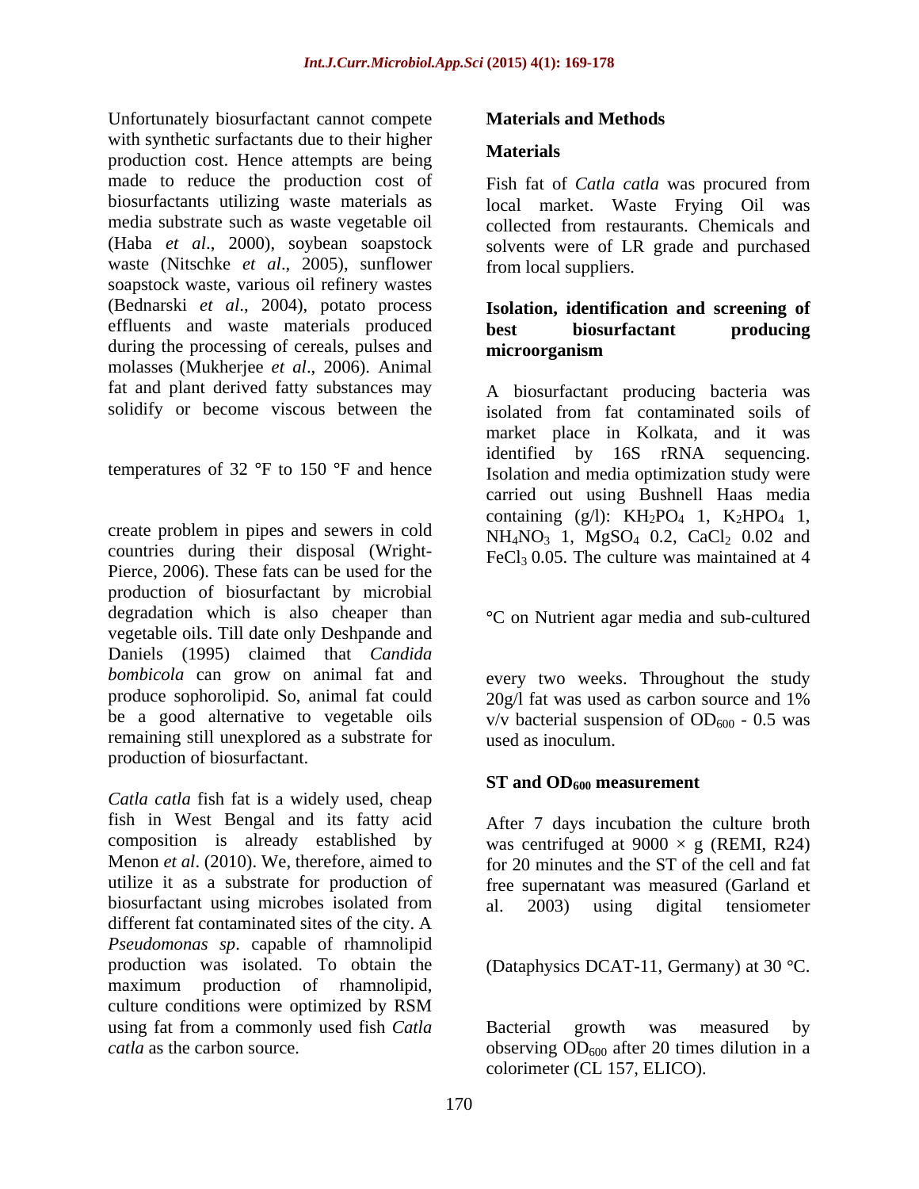Unfortunately biosurfactant cannot compete with synthetic surfactants due to their higher production cost. Hence attempts are being made to reduce the production cost of biosurfactants utilizing waste materials as media substrate such as waste vegetable oil (Haba *et al*., 2000), soybean soapstock waste (Nitschke *et al*., 2005), sunflower soapstock waste, various oil refinery wastes (Bednarski *et al*., 2004), potato process effluents and waste materials produced during the processing of cereals, pulses and molasses (Mukherjee *et al*., 2006). Animal fat and plant derived fatty substances may solidify or become viscous between the temperatures of 32 °F to 150 °F and hence create problem in pipes and sewers in cold countries during their disposal (Wright-Pierce, 2006). These fats can be used for the production of biosurfactant by microbial degradation which is also cheaper than vegetable oils. Till date only Deshpande and Daniels (1995) claimed that *Candida bombicola* can grow on animal fat and produce sophorolipid. So, animal fat could be a good alternative to vegetable oils remaining still unexplored as a substrate for production of biosurfactant.

*Catla catla* fish fat is a widely used, cheap fish in West Bengal and its fatty acid composition is already established by Menon *et al*. (2010). We, therefore, aimed to utilize it as a substrate for production of biosurfactant using microbes isolated from different fat contaminated sites of the city. A *Pseudomonas sp*. capable of rhamnolipid production was isolated. To obtain the maximum production of rhamnolipid, culture conditions were optimized by RSM using fat from a commonly used fish *Catla catla* as the carbon source.

## Materials and Methods

### Materials

Fish fat of *Catla catla* was procured from local market. Waste Frying Oil was collected from restaurants. Chemicals and solvents were of LR grade and purchased from local suppliers.

### Isolation, identification and screening of best biosurfactant producing microorganism

A biosurfactant producing bacteria was isolated from fat contaminated soils of market place in Kolkata, and it was identified by 16S rRNA sequencing. Isolation and media optimization study were carried out using Bushnell Haas media containing (g/l): $KH_2PO_4$ 1, $K_2HPO_4$ 1, $NH_4NO_3$ 1, $MgSO_4$ 0.2, $CaCl_2$ 0.02 and $FeCl_3$ 0.05. The culture was maintained at 4 °C on Nutrient agar media and sub-cultured every two weeks. Throughout the study 20g/l fat was used as carbon source and 1% v/v bacterial suspension of $OD_{600}$ - 0.5 was used as inoculum.

### ST and $OD_{600}$ measurement

After 7 days incubation the culture broth was centrifuged at 9000 × g (REMI, R24) for 20 minutes and the ST of the cell and fat free supernatant was measured (Garland et al. 2003) using digital tensiometer (Dataphysics DCAT-11, Germany) at 30 °C. Bacterial growth was measured by observing $OD_{600}$ after 20 times dilution in a colorimeter (CL 157, ELICO).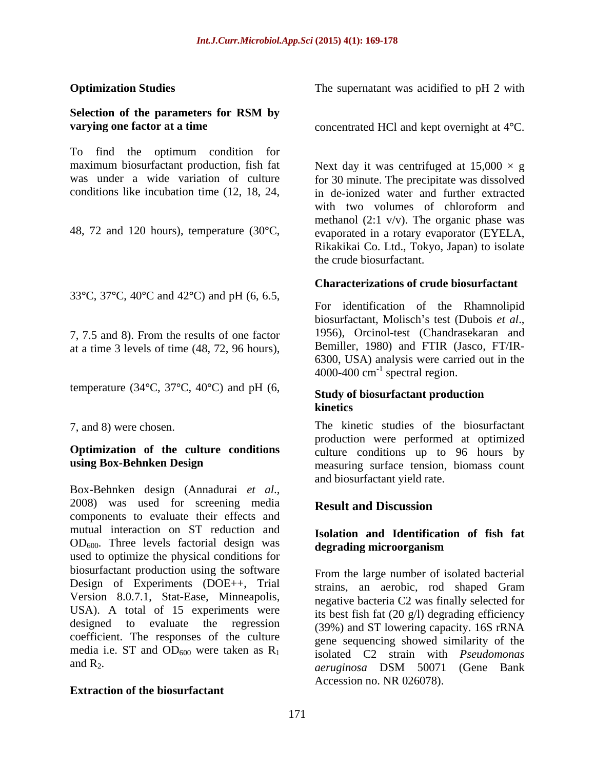### Optimization Studies

#### Selection of the parameters for RSM by varying one factor at a time

To find the optimum condition for maximum biosurfactant production, fish fat was under a wide variation of culture conditions like incubation time (12, 18, 24, 48, 72 and 120 hours), temperature (30°C, 33°C, 37°C, 40°C and 42°C) and pH (6, 6.5, 7, 7.5 and 8). From the results of one factor at a time 3 levels of time (48, 72, 96 hours), temperature (34°C, 37°C, 40°C) and pH (6, 7, and 8) were chosen.

#### Optimization of the culture conditions using Box-Behnken Design

Box-Behnken design (Annadurai *et al*., 2008) was used for screening media components to evaluate their effects and mutual interaction on ST reduction and $OD_{600}$. Three levels factorial design was used to optimize the physical conditions for biosurfactant production using the software Design of Experiments (DOE++, Trial Version 8.0.7.1, Stat-Ease, Minneapolis, USA). A total of 15 experiments were designed to evaluate the regression coefficient. The responses of the culture media i.e. ST and $OD_{600}$ were taken as $R_1$ and $R_2$.

#### Extraction of the biosurfactant

The supernatant was acidified to pH 2 with concentrated HCl and kept overnight at 4°C.

Next day it was centrifuged at 15,000 × g for 30 minute. The precipitate was dissolved in de-ionized water and further extracted with two volumes of chloroform and methanol (2:1 v/v). The organic phase was evaporated in a rotary evaporator (EYELA, Rikakikai Co. Ltd., Tokyo, Japan) to isolate the crude biosurfactant.

#### Characterizations of crude biosurfactant

For identification of the Rhamnolipid biosurfactant, Molisch's test (Dubois *et al*., 1956), Orcinol-test (Chandrasekaran and Bemiller, 1980) and FTIR (Jasco, FT/IR-6300, USA) analysis were carried out in the 4000-400 $cm^{-1}$ spectral region.

#### Study of biosurfactant production kinetics

The kinetic studies of the biosurfactant production were performed at optimized culture conditions up to 96 hours by measuring surface tension, biomass count and biosurfactant yield rate.

## Result and Discussion

#### Isolation and Identification of fish fat degrading microorganism

From the large number of isolated bacterial strains, an aerobic, rod shaped Gram negative bacteria C2 was finally selected for its best fish fat (20 g/l) degrading efficiency (39%) and ST lowering capacity. 16S rRNA gene sequencing showed similarity of the isolated C2 strain with *Pseudomonas aeruginosa* DSM 50071 (Gene Bank Accession no. NR 026078).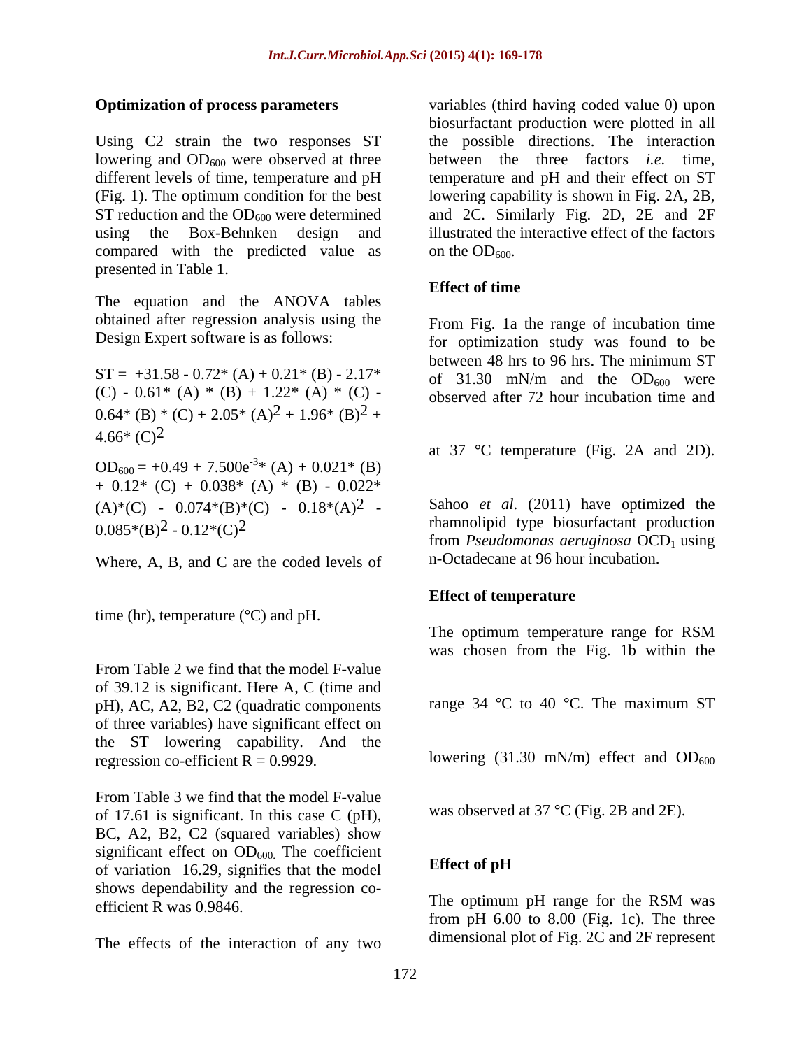## Optimization of process parameters

Using C2 strain the two responses ST lowering and $OD_{600}$ were observed at three different levels of time, temperature and pH (Fig. 1). The optimum condition for the best ST reduction and the $OD_{600}$ were determined using the Box-Behnken design and compared with the predicted value as presented in Table 1.

The equation and the ANOVA tables obtained after regression analysis using the Design Expert software is as follows:

$$ST = +31.58 - 0.72*(A) + 0.21*(B) - 2.17*(C) - 0.61*(A)*(B) + 1.22*(A)*(C) - 0.64*(B)*(C) + 2.05*(A)^2 + 1.96*(B)^2 + 4.66*(C)^2$$

$$OD_{600} = +0.49 + 7.500e^{-3}*(A) + 0.021*(B) + 0.12*(C) + 0.038*(A)*(B) - 0.022*(A)*(C) - 0.074*(B)*(C) - 0.18*(A)^2 - 0.085*(B)^2 - 0.12*(C)^2$$

Where, A, B, and C are the coded levels of time (hr), temperature (°C) and pH.

From Table 2 we find that the model F-value of 39.12 is significant. Here A, C (time and pH), AC, A2, B2, C2 (quadratic components of three variables) have significant effect on the ST lowering capability. And the regression co-efficient R = 0.9929.

From Table 3 we find that the model F-value of 17.61 is significant. In this case C (pH), BC, A2, B2, C2 (squared variables) show significant effect on $OD_{600}$. The coefficient of variation 16.29, signifies that the model shows dependability and the regression co-efficient R was 0.9846.

The effects of the interaction of any two variables (third having coded value 0) upon biosurfactant production were plotted in all the possible directions. The interaction between the three factors *i.e.* time, temperature and pH and their effect on ST lowering capability is shown in Fig. 2A, 2B, and 2C. Similarly Fig. 2D, 2E and 2F illustrated the interactive effect of the factors on the $OD_{600}$.

### Effect of time

From Fig. 1a the range of incubation time for optimization study was found to be between 48 hrs to 96 hrs. The minimum ST of 31.30 mN/m and the $OD_{600}$ were observed after 72 hour incubation time and at 37 °C temperature (Fig. 2A and 2D).

Sahoo *et al*. (2011) have optimized the rhamnolipid type biosurfactant production from *Pseudomonas aeruginosa* $OCD_1$ using n-Octadecane at 96 hour incubation.

### Effect of temperature

The optimum temperature range for RSM was chosen from the Fig. 1b within the range 34 °C to 40 °C. The maximum ST lowering (31.30 mN/m) effect and $OD_{600}$ was observed at 37 °C (Fig. 2B and 2E).

### Effect of pH

The optimum pH range for the RSM was from pH 6.00 to 8.00 (Fig. 1c). The three dimensional plot of Fig. 2C and 2F represent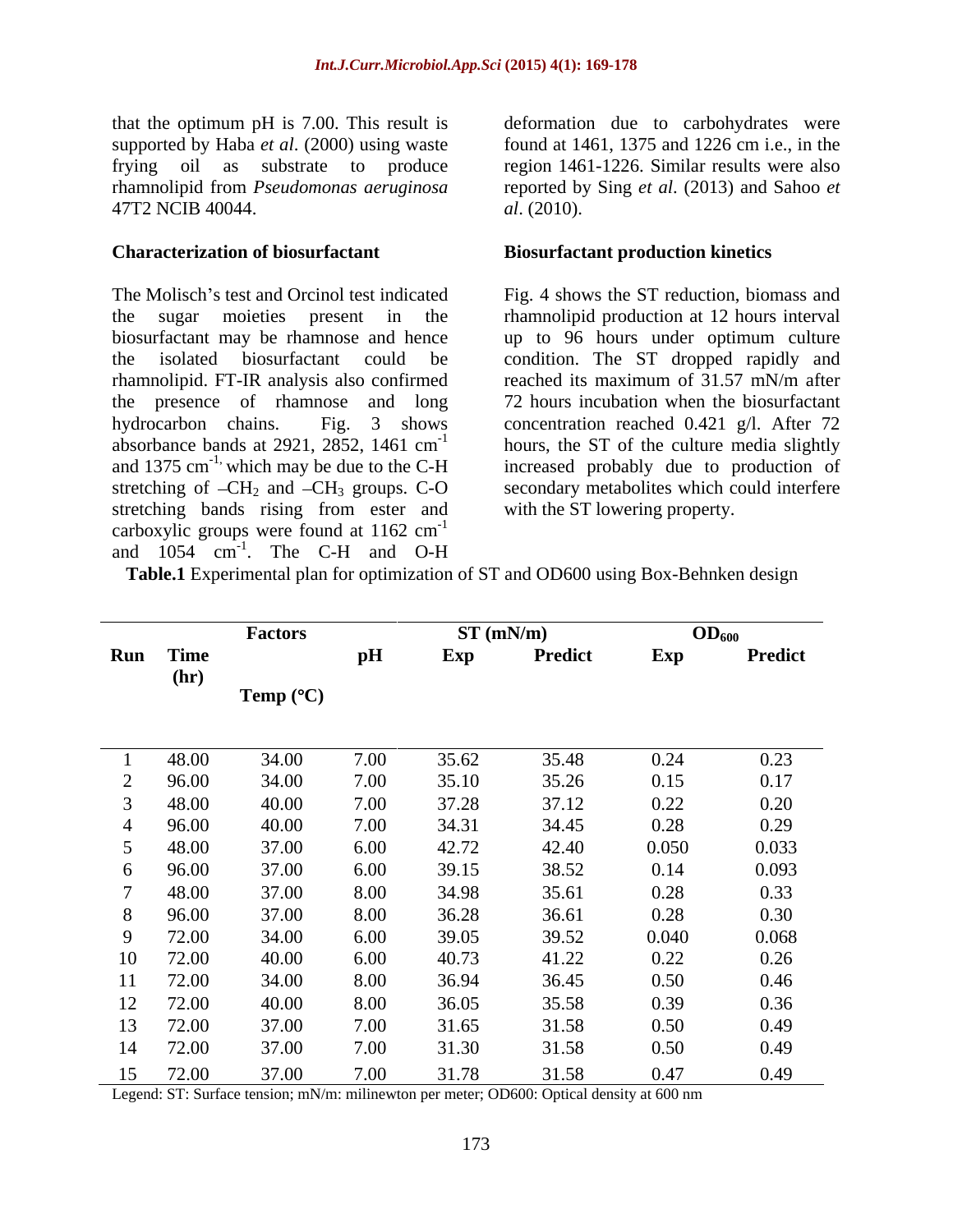that the optimum pH is 7.00. This result is supported by Haba *et al*. (2000) using waste frying oil as substrate to produce rhamnolipid from *Pseudomonas aeruginosa* 47T2 NCIB 40044.

**Characterization of biosurfactant**

The Molisch's test and Orcinol test indicated the sugar moieties present in the biosurfactant may be rhamnose and hence the isolated biosurfactant could be rhamnolipid. FT-IR analysis also confirmed the presence of rhamnose and long hydrocarbon chains. Fig. 3 shows absorbance bands at 2921, 2852, 1461 $cm^{-1}$ and 1375 $cm^{-1,}$ which may be due to the C-H stretching of $–CH_2$ and $–CH_3$ groups. C-O stretching bands rising from ester and carboxylic groups were found at 1162 $cm^{-1}$ and 1054 $cm^{-1}$. The C-H and O-H deformation due to carbohydrates were found at 1461, 1375 and 1226 cm i.e., in the region 1461-1226. Similar results were also reported by Sing *et al*. (2013) and Sahoo *et al*. (2010).

**Biosurfactant production kinetics**

Fig. 4 shows the ST reduction, biomass and rhamnolipid production at 12 hours interval up to 96 hours under optimum culture condition. The ST dropped rapidly and reached its maximum of 31.57 mN/m after 72 hours incubation when the biosurfactant concentration reached 0.421 g/l. After 72 hours, the ST of the culture media slightly increased probably due to production of secondary metabolites which could interfere with the ST lowering property.

**Table.1** Experimental plan for optimization of ST and OD600 using Box-Behnken design

| Run | Factors | | | ST (mN/m) | | $OD_{600}$ | |
|---|---|---|---|---|---|---|---|
| | Time (hr) | Temp (°C) | pH | Exp | Predict | Exp | Predict |
| 1 | 48.00 | 34.00 | 7.00 | 35.62 | 35.48 | 0.24 | 0.23 |
| 2 | 96.00 | 34.00 | 7.00 | 35.10 | 35.26 | 0.15 | 0.17 |
| 3 | 48.00 | 40.00 | 7.00 | 37.28 | 37.12 | 0.22 | 0.20 |
| 4 | 96.00 | 40.00 | 7.00 | 34.31 | 34.45 | 0.28 | 0.29 |
| 5 | 48.00 | 37.00 | 6.00 | 42.72 | 42.40 | 0.050 | 0.033 |
| 6 | 96.00 | 37.00 | 6.00 | 39.15 | 38.52 | 0.14 | 0.093 |
| 7 | 48.00 | 37.00 | 8.00 | 34.98 | 35.61 | 0.28 | 0.33 |
| 8 | 96.00 | 37.00 | 8.00 | 36.28 | 36.61 | 0.28 | 0.30 |
| 9 | 72.00 | 34.00 | 6.00 | 39.05 | 39.52 | 0.040 | 0.068 |
| 10 | 72.00 | 40.00 | 6.00 | 40.73 | 41.22 | 0.22 | 0.26 |
| 11 | 72.00 | 34.00 | 8.00 | 36.94 | 36.45 | 0.50 | 0.46 |
| 12 | 72.00 | 40.00 | 8.00 | 36.05 | 35.58 | 0.39 | 0.36 |
| 13 | 72.00 | 37.00 | 7.00 | 31.65 | 31.58 | 0.50 | 0.49 |
| 14 | 72.00 | 37.00 | 7.00 | 31.30 | 31.58 | 0.50 | 0.49 |
| 15 | 72.00 | 37.00 | 7.00 | 31.78 | 31.58 | 0.47 | 0.49 |

Legend: ST: Surface tension; mN/m: milinewton per meter; OD600: Optical density at 600 nm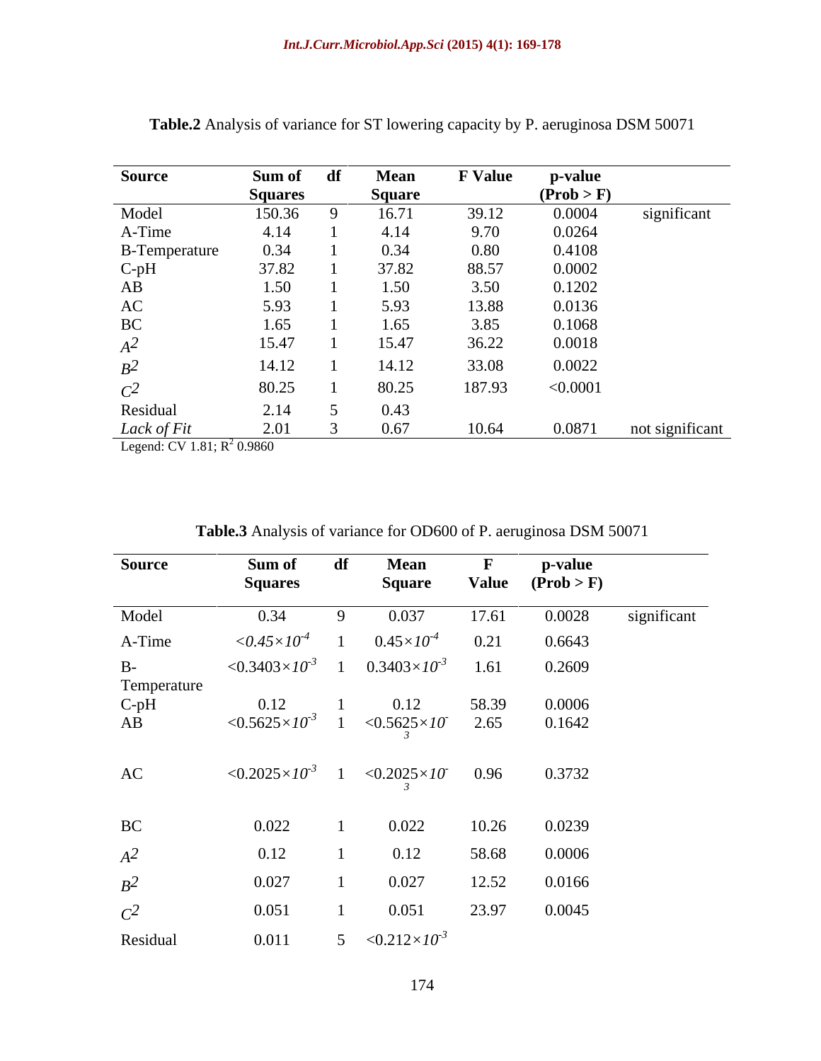**Table.2** Analysis of variance for ST lowering capacity by P. aeruginosa DSM 50071

| Source | Sum of Squares | df | Mean Square | F Value | p-value (Prob > F) | |
|---|---|---|---|---|---|---|
| Model | 150.36 | 9 | 16.71 | 39.12 | 0.0004 | significant |
| A-Time | 4.14 | 1 | 4.14 | 9.70 | 0.0264 | |
| B-Temperature | 0.34 | 1 | 0.34 | 0.80 | 0.4108 | |
| C-pH | 37.82 | 1 | 37.82 | 88.57 | 0.0002 | |
| AB | 1.50 | 1 | 1.50 | 3.50 | 0.1202 | |
| AC | 5.93 | 1 | 5.93 | 13.88 | 0.0136 | |
| BC | 1.65 | 1 | 1.65 | 3.85 | 0.1068 | |
| $A^2$ | 15.47 | 1 | 15.47 | 36.22 | 0.0018 | |
| $B^2$ | 14.12 | 1 | 14.12 | 33.08 | 0.0022 | |
| $C^2$ | 80.25 | 1 | 80.25 | 187.93 | <0.0001 | |
| Residual | 2.14 | 5 | 0.43 | | | |
| *Lack of Fit* | 2.01 | 3 | 0.67 | 10.64 | 0.0871 | not significant |

Legend: CV 1.81; $R^2$ 0.9860

**Table.3** Analysis of variance for OD600 of P. aeruginosa DSM 50071

| Source | Sum of Squares | df | Mean Square | F Value | p-value (Prob > F) | |
|---|---|---|---|---|---|---|
| Model | 0.34 | 9 | 0.037 | 17.61 | 0.0028 | significant |
| A-Time | $<0.45\times10^{-4}$ | 1 | $0.45\times10^{-4}$ | 0.21 | 0.6643 | |
| B-Temperature | $<0.3403\times10^{-3}$ | 1 | $0.3403\times10^{-3}$ | 1.61 | 0.2609 | |
| C-pH | 0.12 | 1 | 0.12 | 58.39 | 0.0006 | |
| AB | $<0.5625\times10^{-3}$ | 1 | $<0.5625\times10^{-3}$ | 2.65 | 0.1642 | |
| AC | $<0.2025\times10^{-3}$ | 1 | $<0.2025\times10^{-3}$ | 0.96 | 0.3732 | |
| BC | 0.022 | 1 | 0.022 | 10.26 | 0.0239 | |
| $A^2$ | 0.12 | 1 | 0.12 | 58.68 | 0.0006 | |
| $B^2$ | 0.027 | 1 | 0.027 | 12.52 | 0.0166 | |
| $C^2$ | 0.051 | 1 | 0.051 | 23.97 | 0.0045 | |
| Residual | 0.011 | 5 | $<0.212\times10^{-3}$ | | | |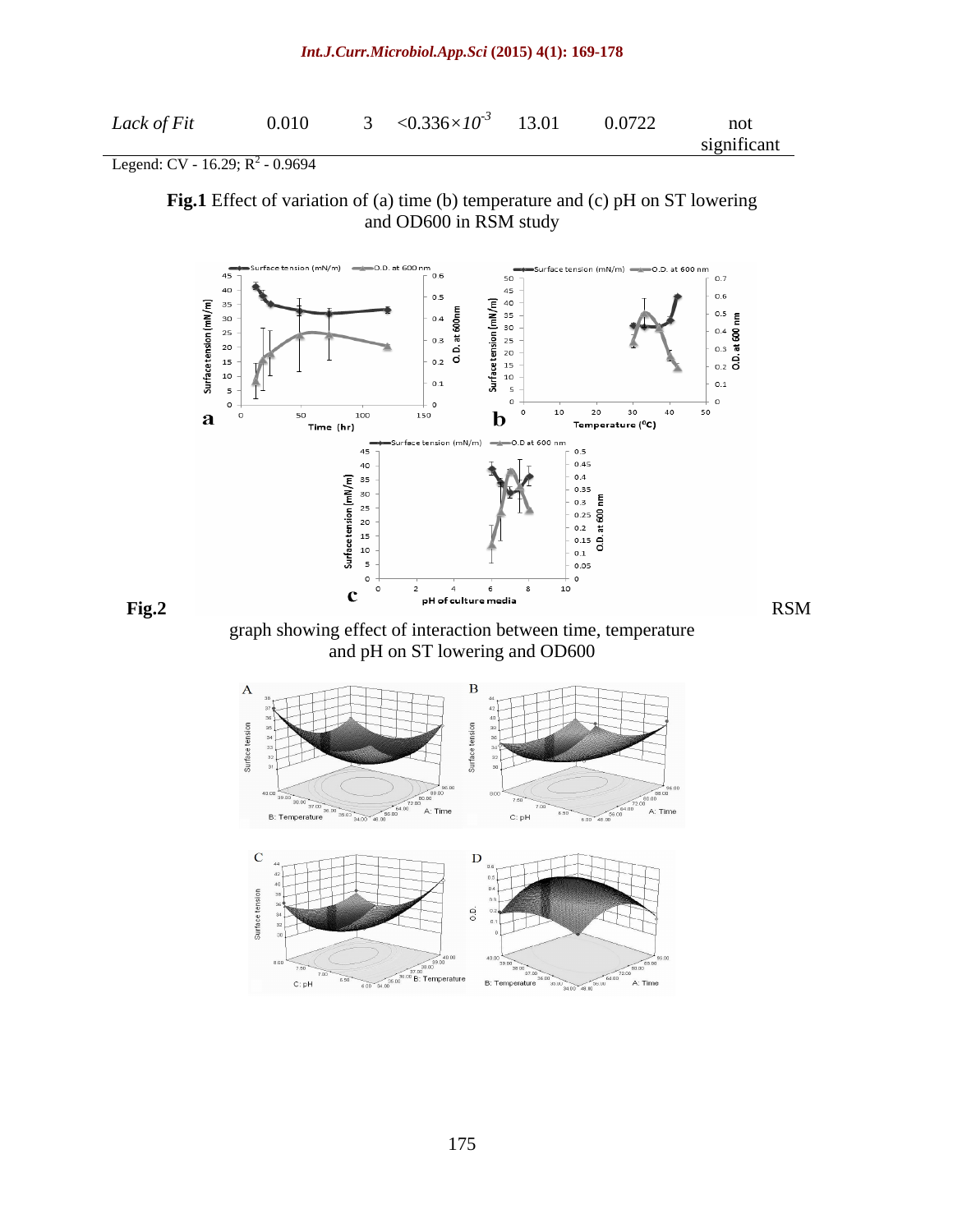| *Lack of Fit* | 0.010 | 3 | $<0.336\times10^{-3}$ | 13.01 | 0.0722 | not significant |
|---|---|---|---|---|---|---|

Legend: CV - 16.29; $R^2$ - 0.9694

**Fig.1** Effect of variation of (a) time (b) temperature and (c) pH on ST lowering and OD600 in RSM study

**Fig.2** RSM graph showing effect of interaction between time, temperature and pH on ST lowering and OD600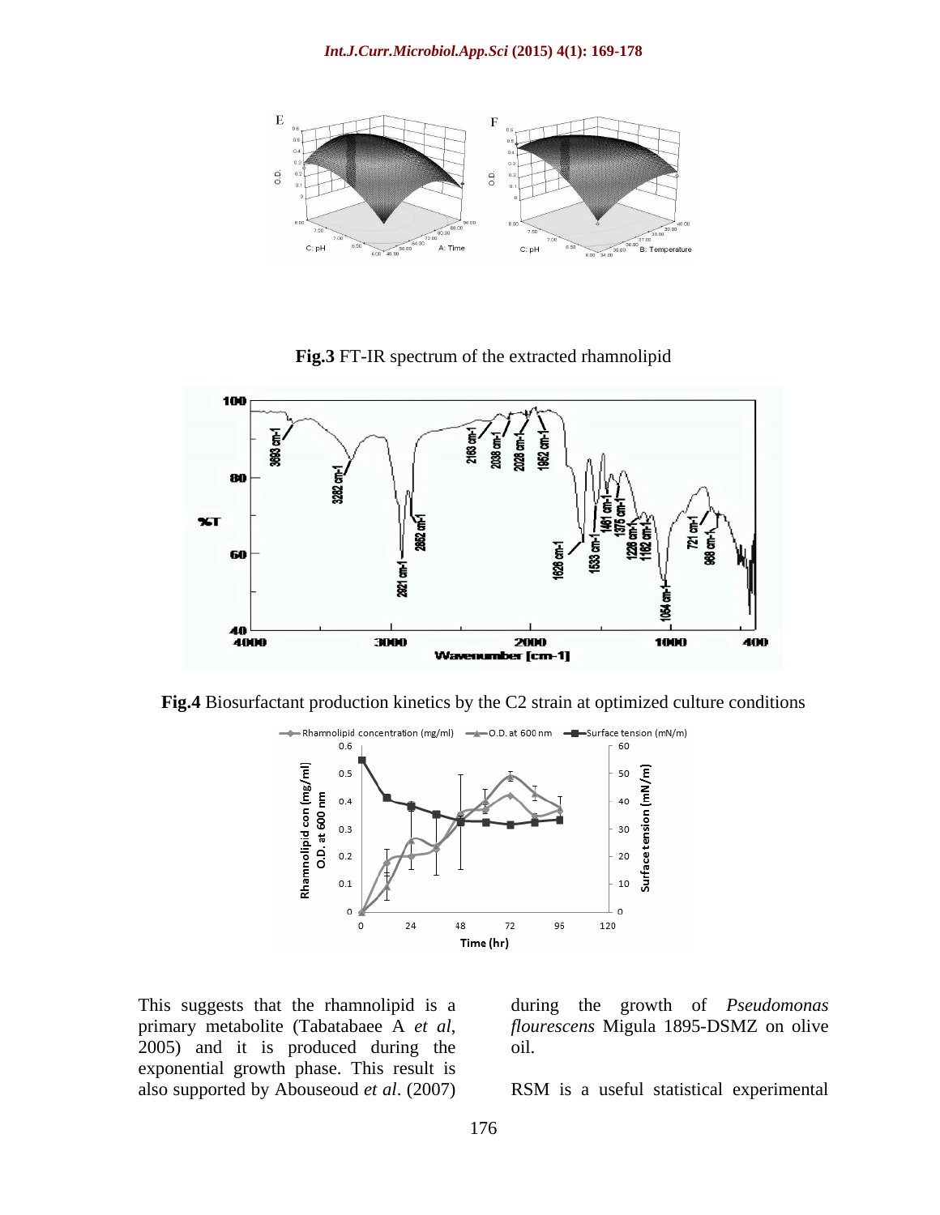**Fig.3** FT-IR spectrum of the extracted rhamnolipid

**Fig.4** Biosurfactant production kinetics by the C2 strain at optimized culture conditions

This suggests that the rhamnolipid is a primary metabolite (Tabatabaee A *et al*, 2005) and it is produced during the exponential growth phase. This result is also supported by Abouseoud *et al*. (2007) during the growth of *Pseudomonas flourescens* Migula 1895-DSMZ on olive oil.

RSM is a useful statistical experimental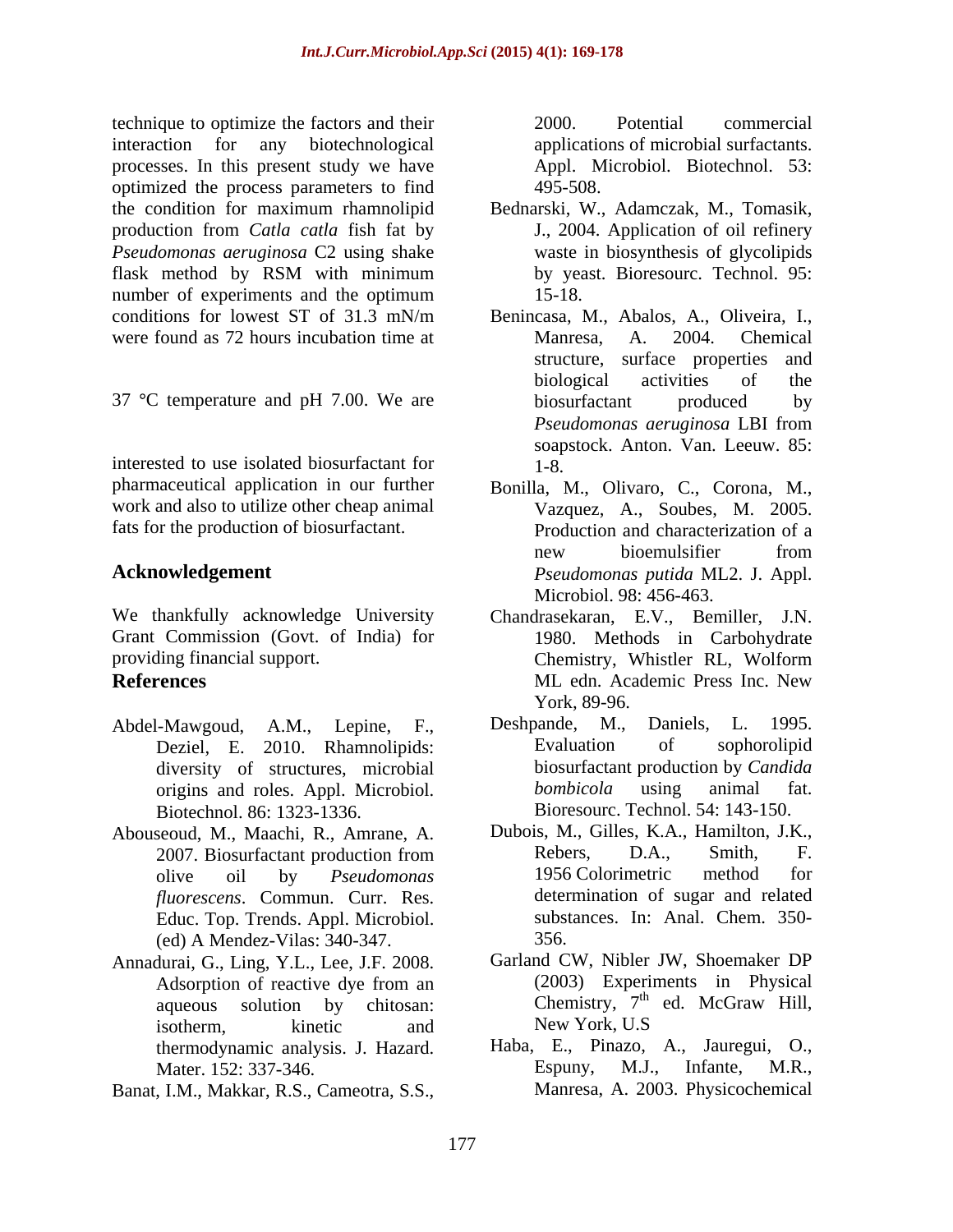technique to optimize the factors and their interaction for any biotechnological processes. In this present study we have optimized the process parameters to find the condition for maximum rhamnolipid production from *Catla catla* fish fat by *Pseudomonas aeruginosa* C2 using shake flask method by RSM with minimum number of experiments and the optimum conditions for lowest ST of 31.3 mN/m were found as 72 hours incubation time at 37 °C temperature and pH 7.00. We are interested to use isolated biosurfactant for pharmaceutical application in our further work and also to utilize other cheap animal fats for the production of biosurfactant.

## Acknowledgement

We thankfully acknowledge University Grant Commission (Govt. of India) for providing financial support.

## References

Abdel-Mawgoud, A.M., Lepine, F., Deziel, E. 2010. Rhamnolipids: diversity of structures, microbial origins and roles. Appl. Microbiol. Biotechnol. 86: 1323-1336.

Abouseoud, M., Maachi, R., Amrane, A. 2007. Biosurfactant production from olive oil by *Pseudomonas fluorescens*. Commun. Curr. Res. Educ. Top. Trends. Appl. Microbiol. (ed) A Mendez-Vilas: 340-347.

Annadurai, G., Ling, Y.L., Lee, J.F. 2008. Adsorption of reactive dye from an aqueous solution by chitosan: isotherm, kinetic and thermodynamic analysis. J. Hazard. Mater. 152: 337-346.

Banat, I.M., Makkar, R.S., Cameotra, S.S., 2000. Potential commercial applications of microbial surfactants. Appl. Microbiol. Biotechnol. 53: 495-508.

Bednarski, W., Adamczak, M., Tomasik, J., 2004. Application of oil refinery waste in biosynthesis of glycolipids by yeast. Bioresourc. Technol. 95: 15-18.

Benincasa, M., Abalos, A., Oliveira, I., Manresa, A. 2004. Chemical structure, surface properties and biological activities of the biosurfactant produced by *Pseudomonas aeruginosa* LBI from soapstock. Anton. Van. Leeuw. 85: 1-8.

Bonilla, M., Olivaro, C., Corona, M., Vazquez, A., Soubes, M. 2005. Production and characterization of a new bioemulsifier from *Pseudomonas putida* ML2. J. Appl. Microbiol. 98: 456-463.

Chandrasekaran, E.V., Bemiller, J.N. 1980. Methods in Carbohydrate Chemistry, Whistler RL, Wolform ML edn. Academic Press Inc. New York, 89-96.

Deshpande, M., Daniels, L. 1995. Evaluation of sophorolipid biosurfactant production by *Candida bombicola* using animal fat. Bioresourc. Technol. 54: 143-150.

Dubois, M., Gilles, K.A., Hamilton, J.K., Rebers, D.A., Smith, F. 1956 Colorimetric method for determination of sugar and related substances. In: Anal. Chem. 350-356.

Garland CW, Nibler JW, Shoemaker DP (2003) Experiments in Physical Chemistry, 7th ed. McGraw Hill, New York, U.S

Haba, E., Pinazo, A., Jauregui, O., Espuny, M.J., Infante, M.R., Manresa, A. 2003. Physicochemical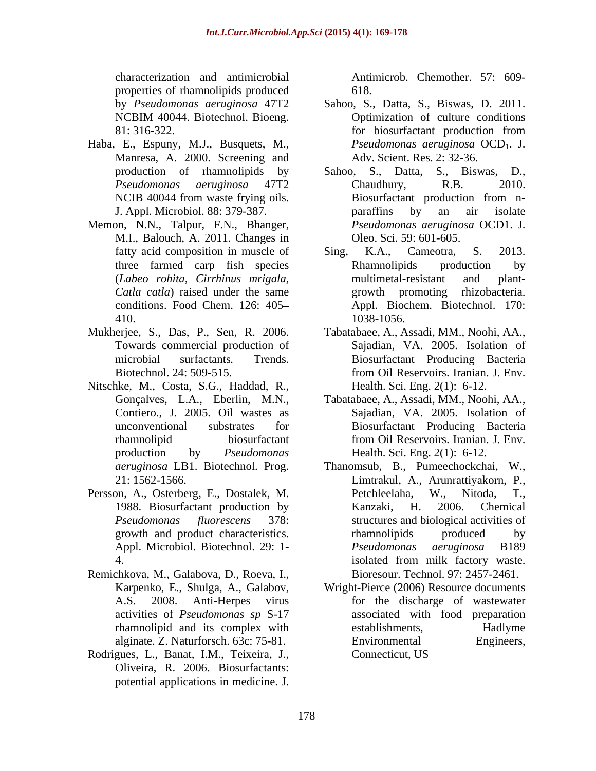characterization and antimicrobial properties of rhamnolipids produced by *Pseudomonas aeruginosa* 47T2 NCBIM 40044. Biotechnol. Bioeng. 81: 316-322.

Haba, E., Espuny, M.J., Busquets, M., Manresa, A. 2000. Screening and production of rhamnolipids by *Pseudomonas aeruginosa* 47T2 NCIB 40044 from waste frying oils. J. Appl. Microbiol. 88: 379-387.

Memon, N.N., Talpur, F.N., Bhanger, M.I., Balouch, A. 2011. Changes in fatty acid composition in muscle of three farmed carp fish species (*Labeo rohita, Cirrhinus mrigala, Catla catla*) raised under the same conditions. Food Chem. 126: 405–410.

Mukherjee, S., Das, P., Sen, R. 2006. Towards commercial production of microbial surfactants. Trends. Biotechnol. 24: 509-515.

Nitschke, M., Costa, S.G., Haddad, R., Gonçalves, L.A., Eberlin, M.N., Contiero., J. 2005. Oil wastes as unconventional substrates for rhamnolipid biosurfactant production by *Pseudomonas aeruginosa* LB1. Biotechnol. Prog. 21: 1562-1566.

Persson, A., Osterberg, E., Dostalek, M. 1988. Biosurfactant production by *Pseudomonas fluorescens* 378: growth and product characteristics. Appl. Microbiol. Biotechnol. 29: 1-4.

Remichkova, M., Galabova, D., Roeva, I., Karpenko, E., Shulga, A., Galabov, A.S. 2008. Anti-Herpes virus activities of *Pseudomonas sp* S-17 rhamnolipid and its complex with alginate. Z. Naturforsch. 63c: 75-81.

Rodrigues, L., Banat, I.M., Teixeira, J., Oliveira, R. 2006. Biosurfactants: potential applications in medicine. J. Antimicrob. Chemother. 57: 609-618.

Sahoo, S., Datta, S., Biswas, D. 2011. Optimization of culture conditions for biosurfactant production from *Pseudomonas aeruginosa* $OCD_1$. J. Adv. Scient. Res. 2: 32-36.

Sahoo, S., Datta, S., Biswas, D., Chaudhury, R.B. 2010. Biosurfactant production from n-paraffins by an air isolate *Pseudomonas aeruginosa* OCD1. J. Oleo. Sci. 59: 601-605.

Sing, K.A., Cameotra, S. 2013. Rhamnolipids production by multimetal-resistant and plant-growth promoting rhizobacteria. Appl. Biochem. Biotechnol. 170: 1038-1056.

Tabatabaee, A., Assadi, MM., Noohi, AA., Sajadian, VA. 2005. Isolation of Biosurfactant Producing Bacteria from Oil Reservoirs. Iranian. J. Env. Health. Sci. Eng. 2(1): 6-12.

Tabatabaee, A., Assadi, MM., Noohi, AA., Sajadian, VA. 2005. Isolation of Biosurfactant Producing Bacteria from Oil Reservoirs. Iranian. J. Env. Health. Sci. Eng. 2(1): 6-12.

Thanomsub, B., Pumeechockchai, W., Limtrakul, A., Arunrattiyakorn, P., Petchleelaha, W., Nitoda, T., Kanzaki, H. 2006. Chemical structures and biological activities of rhamnolipids produced by *Pseudomonas aeruginosa* B189 isolated from milk factory waste. Bioresour. Technol. 97: 2457-2461.

Wright-Pierce (2006) Resource documents for the discharge of wastewater associated with food preparation establishments, Hadlyme Environmental Engineers, Connecticut, US